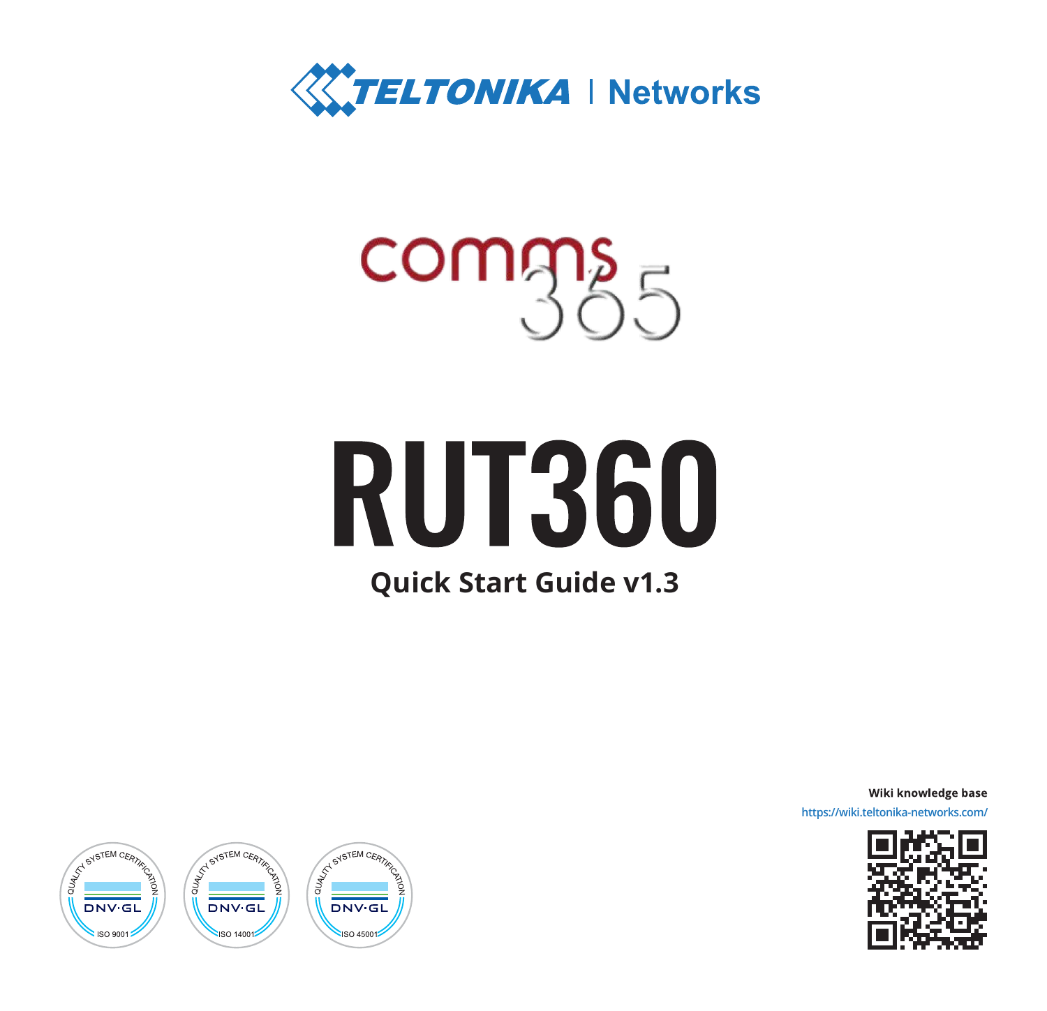TELTONIKA | Networks

comms 365

# RUT360

## Quick Start Guide v1.3

**Wiki knowledge base**

https://wiki.teltonika-networks.com/

QUALITY SYSTEM CERTIFICATION DNV·GL ISO 9001

QUALITY SYSTEM CERTIFICATION DNV·GL ISO 14001

QUALITY SYSTEM CERTIFICATION DNV·GL ISO 45001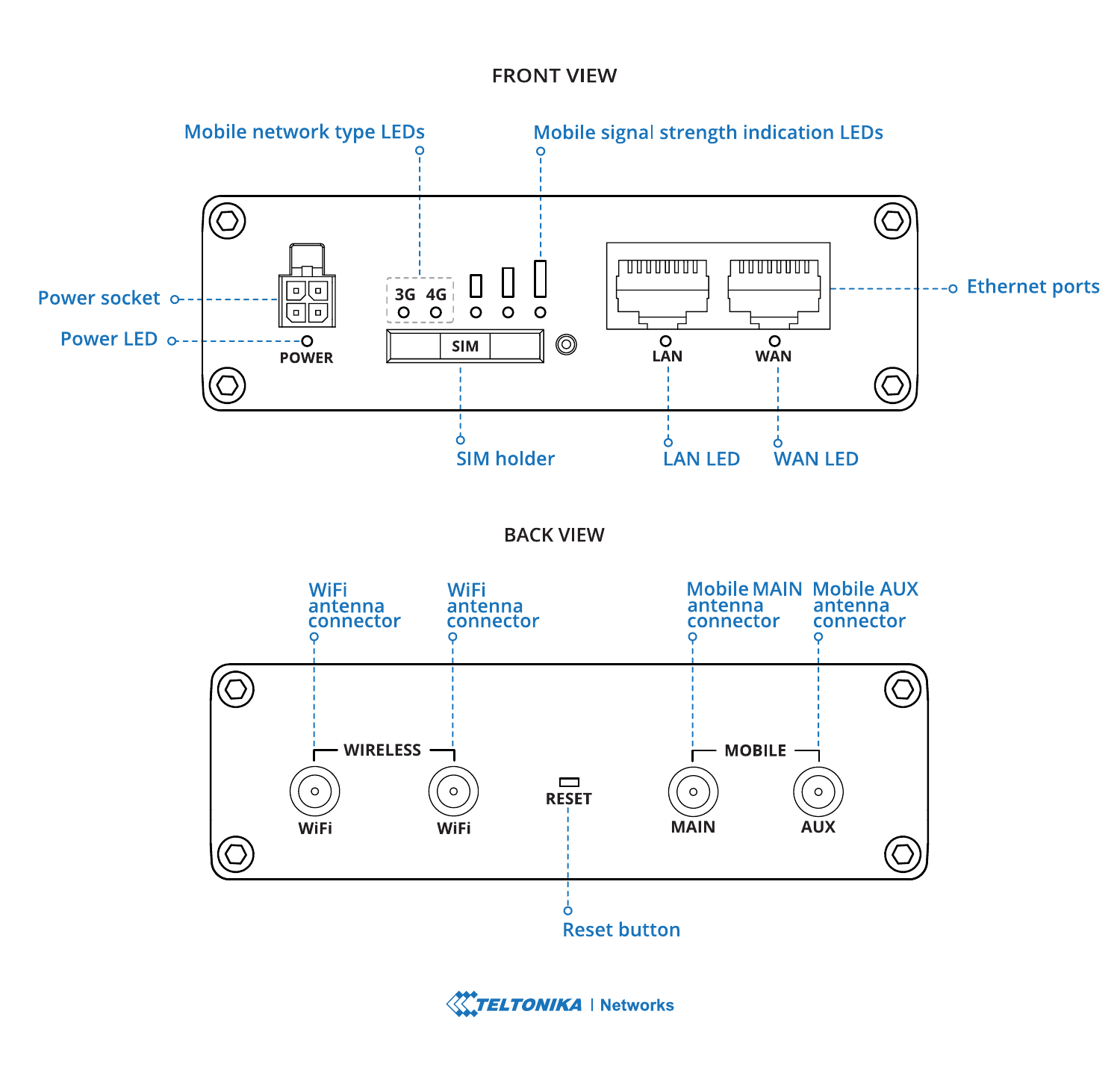FRONT VIEW

- Mobile network type LEDs
- Mobile signal strength indication LEDs
- Power socket
- Power LED
- Ethernet ports
- SIM holder
- LAN LED
- WAN LED

POWER, 3G, 4G, SIM, LAN, WAN

BACK VIEW

- WiFi antenna connector
- WiFi antenna connector
- Mobile MAIN antenna connector
- Mobile AUX antenna connector
- Reset button

WIRELESS: WiFi, WiFi

RESET

MOBILE: MAIN, AUX

TELTONIKA | Networks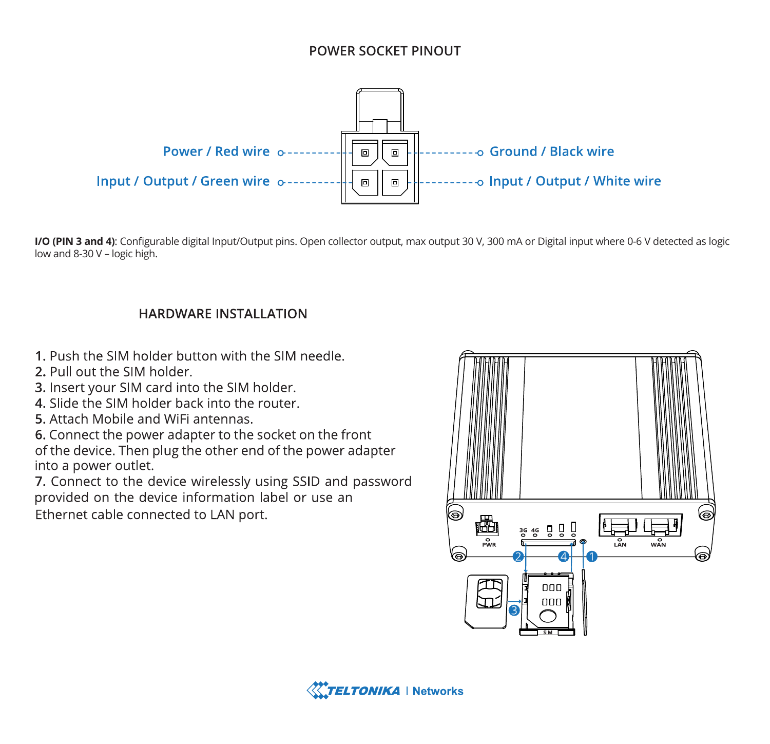## POWER SOCKET PINOUT

Power / Red wire

Ground / Black wire

Input / Output / Green wire

Input / Output / White wire

**I/O (PIN 3 and 4)**: Configurable digital Input/Output pins. Open collector output, max output 30 V, 300 mA or Digital input where 0-6 V detected as logic low and 8-30 V – logic high.

## HARDWARE INSTALLATION

1. Push the SIM holder button with the SIM needle.
2. Pull out the SIM holder.
3. Insert your SIM card into the SIM holder.
4. Slide the SIM holder back into the router.
5. Attach Mobile and WiFi antennas.
6. Connect the power adapter to the socket on the front of the device. Then plug the other end of the power adapter into a power outlet.
7. Connect to the device wirelessly using SSID and password provided on the device information label or use an Ethernet cable connected to LAN port.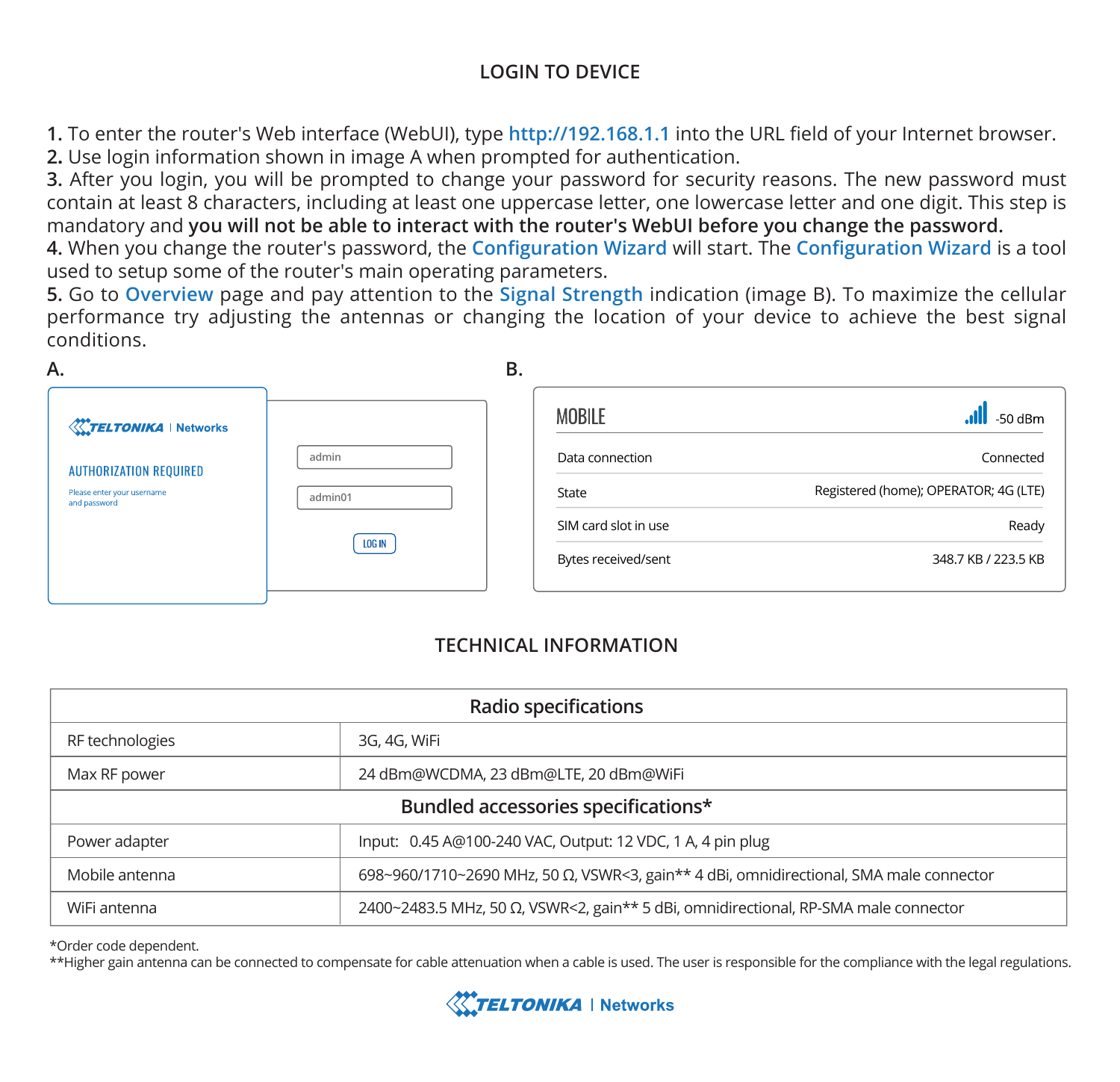## LOGIN TO DEVICE

**1.** To enter the router's Web interface (WebUI), type http://192.168.1.1 into the URL field of your Internet browser.
**2.** Use login information shown in image A when prompted for authentication.
**3.** After you login, you will be prompted to change your password for security reasons. The new password must contain at least 8 characters, including at least one uppercase letter, one lowercase letter and one digit. This step is mandatory and **you will not be able to interact with the router's WebUI before you change the password.**
**4.** When you change the router's password, the Configuration Wizard will start. The Configuration Wizard is a tool used to setup some of the router's main operating parameters.
**5.** Go to Overview page and pay attention to the Signal Strength indication (image B). To maximize the cellular performance try adjusting the antennas or changing the location of your device to achieve the best signal conditions.

**A.**

TELTONIKA | Networks

AUTHORIZATION REQUIRED

Please enter your username and password

admin

admin01

LOG IN

**B.**

MOBILE -50 dBm

| | |
|---|---|
| Data connection | Connected |
| State | Registered (home); OPERATOR; 4G (LTE) |
| SIM card slot in use | Ready |
| Bytes received/sent | 348.7 KB / 223.5 KB |

## TECHNICAL INFORMATION

| Radio specifications | |
|---|---|
| RF technologies | 3G, 4G, WiFi |
| Max RF power | 24 dBm@WCDMA, 23 dBm@LTE, 20 dBm@WiFi |
| **Bundled accessories specifications*** | |
| Power adapter | Input: 0.45 A@100-240 VAC, Output: 12 VDC, 1 A, 4 pin plug |
| Mobile antenna | 698~960/1710~2690 MHz, 50 Ω, VSWR<3, gain** 4 dBi, omnidirectional, SMA male connector |
| WiFi antenna | 2400~2483.5 MHz, 50 Ω, VSWR<2, gain** 5 dBi, omnidirectional, RP-SMA male connector |

*Order code dependent.
**Higher gain antenna can be connected to compensate for cable attenuation when a cable is used. The user is responsible for the compliance with the legal regulations.

TELTONIKA | Networks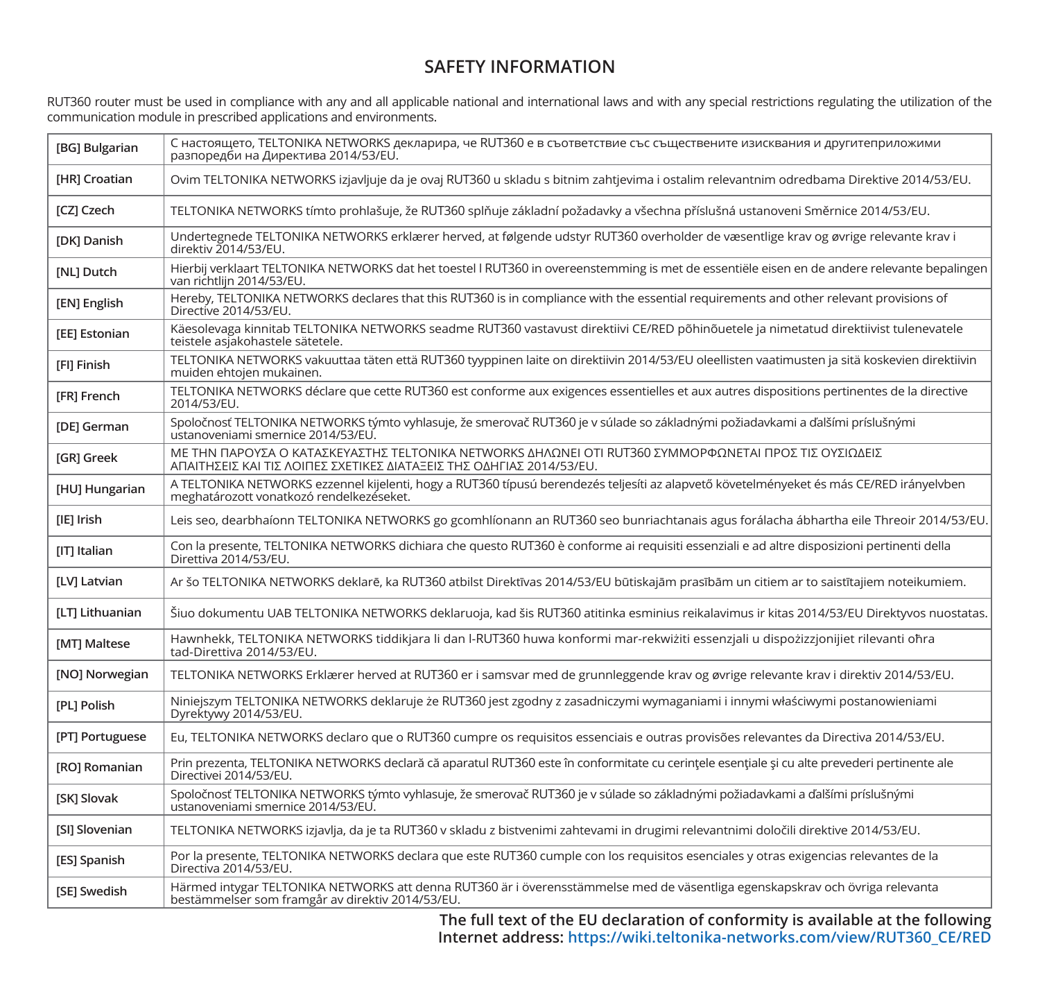## SAFETY INFORMATION

RUT360 router must be used in compliance with any and all applicable national and international laws and with any special restrictions regulating the utilization of the communication module in prescribed applications and environments.

| | |
|---|---|
| **[BG] Bulgarian** | С настоящето, TELTONIKA NETWORKS декларира, че RUT360 е в съответствие със съществените изисквания и другитеприложими разпоредби на Директива 2014/53/EU. |
| **[HR] Croatian** | Ovim TELTONIKA NETWORKS izjavljuje da je ovaj RUT360 u skladu s bitnim zahtjevima i ostalim relevantnim odredbama Direktive 2014/53/EU. |
| **[CZ] Czech** | TELTONIKA NETWORKS tímto prohlašuje, že RUT360 splňuje základní požadavky a všechna příslušná ustanoveni Směrnice 2014/53/EU. |
| **[DK] Danish** | Undertegnede TELTONIKA NETWORKS erklærer herved, at følgende udstyr RUT360 overholder de væsentlige krav og øvrige relevante krav i direktiv 2014/53/EU. |
| **[NL] Dutch** | Hierbij verklaart TELTONIKA NETWORKS dat het toestel l RUT360 in overeenstemming is met de essentiële eisen en de andere relevante bepalingen van richtlijn 2014/53/EU. |
| **[EN] English** | Hereby, TELTONIKA NETWORKS declares that this RUT360 is in compliance with the essential requirements and other relevant provisions of Directive 2014/53/EU. |
| **[EE] Estonian** | Käesolevaga kinnitab TELTONIKA NETWORKS seadme RUT360 vastavust direktiivi CE/RED põhinõuetele ja nimetatud direktiivist tulenevatele teistele asjakohastele sätetele. |
| **[FI] Finish** | TELTONIKA NETWORKS vakuuttaa täten että RUT360 tyyppinen laite on direktiivin 2014/53/EU oleellisten vaatimusten ja sitä koskevien direktiivin muiden ehtojen mukainen. |
| **[FR] French** | TELTONIKA NETWORKS déclare que cette RUT360 est conforme aux exigences essentielles et aux autres dispositions pertinentes de la directive 2014/53/EU. |
| **[DE] German** | Spoločnosť TELTONIKA NETWORKS týmto vyhlasuje, že smerovač RUT360 je v súlade so základnými požiadavkami a ďalšími príslušnými ustanoveniami smernice 2014/53/EU. |
| **[GR] Greek** | ΜΕ ΤΗΝ ΠΑΡΟΥΣΑ Ο ΚΑΤΑΣΚΕΥΑΣΤΗΣ TELTONIKA NETWORKS ΔΗΛΩΝΕΙ ΟΤΙ RUT360 ΣΥΜΜΟΡΦΩΝΕΤΑΙ ΠΡΟΣ ΤΙΣ ΟΥΣΙΩΔΕΙΣ ΑΠΑΙΤΗΣΕΙΣ ΚΑΙ ΤΙΣ ΛΟΙΠΕΣ ΣΧΕΤΙΚΕΣ ΔΙΑΤΑΞΕΙΣ ΤΗΣ ΟΔΗΓΙΑΣ 2014/53/EU. |
| **[HU] Hungarian** | A TELTONIKA NETWORKS ezzennel kijelenti, hogy a RUT360 típusú berendezés teljesíti az alapvető követelményeket és más CE/RED irányelvben meghatározott vonatkozó rendelkezéseket. |
| **[IE] Irish** | Leis seo, dearbhaíonn TELTONIKA NETWORKS go gcomhlíonann an RUT360 seo bunriachtanais agus forálacha ábhartha eile Threoir 2014/53/EU. |
| **[IT] Italian** | Con la presente, TELTONIKA NETWORKS dichiara che questo RUT360 è conforme ai requisiti essenziali e ad altre disposizioni pertinenti della Direttiva 2014/53/EU. |
| **[LV] Latvian** | Ar šo TELTONIKA NETWORKS deklarē, ka RUT360 atbilst Direktīvas 2014/53/EU būtiskajām prasībām un citiem ar to saistītajiem noteikumiem. |
| **[LT] Lithuanian** | Šiuo dokumentu UAB TELTONIKA NETWORKS deklaruoja, kad šis RUT360 atitinka esminius reikalavimus ir kitas 2014/53/EU Direktyvos nuostatas. |
| **[MT] Maltese** | Hawnhekk, TELTONIKA NETWORKS tiddikjara li dan l-RUT360 huwa konformi mar-rekwiżiti essenzjali u dispożizzjonijiet rilevanti oħra tad-Direttiva 2014/53/EU. |
| **[NO] Norwegian** | TELTONIKA NETWORKS Erklærer herved at RUT360 er i samsvar med de grunnleggende krav og øvrige relevante krav i direktiv 2014/53/EU. |
| **[PL] Polish** | Niniejszym TELTONIKA NETWORKS deklaruje że RUT360 jest zgodny z zasadniczymi wymaganiami i innymi właściwymi postanowieniami Dyrektywy 2014/53/EU. |
| **[PT] Portuguese** | Eu, TELTONIKA NETWORKS declaro que o RUT360 cumpre os requisitos essenciais e outras provisões relevantes da Directiva 2014/53/EU. |
| **[RO] Romanian** | Prin prezenta, TELTONIKA NETWORKS declară că aparatul RUT360 este în conformitate cu cerinţele esenţiale şi cu alte prevederi pertinente ale Directivei 2014/53/EU. |
| **[SK] Slovak** | Spoločnosť TELTONIKA NETWORKS týmto vyhlasuje, že smerovač RUT360 je v súlade so základnými požiadavkami a ďalšími príslušnými ustanoveniami smernice 2014/53/EU. |
| **[SI] Slovenian** | TELTONIKA NETWORKS izjavlja, da je ta RUT360 v skladu z bistvenimi zahtevami in drugimi relevantnimi določili direktive 2014/53/EU. |
| **[ES] Spanish** | Por la presente, TELTONIKA NETWORKS declara que este RUT360 cumple con los requisitos esenciales y otras exigencias relevantes de la Directiva 2014/53/EU. |
| **[SE] Swedish** | Härmed intygar TELTONIKA NETWORKS att denna RUT360 är i överensstämmelse med de väsentliga egenskapskrav och övriga relevanta bestämmelser som framgår av direktiv 2014/53/EU. |

**The full text of the EU declaration of conformity is available at the following Internet address: https://wiki.teltonika-networks.com/view/RUT360_CE/RED**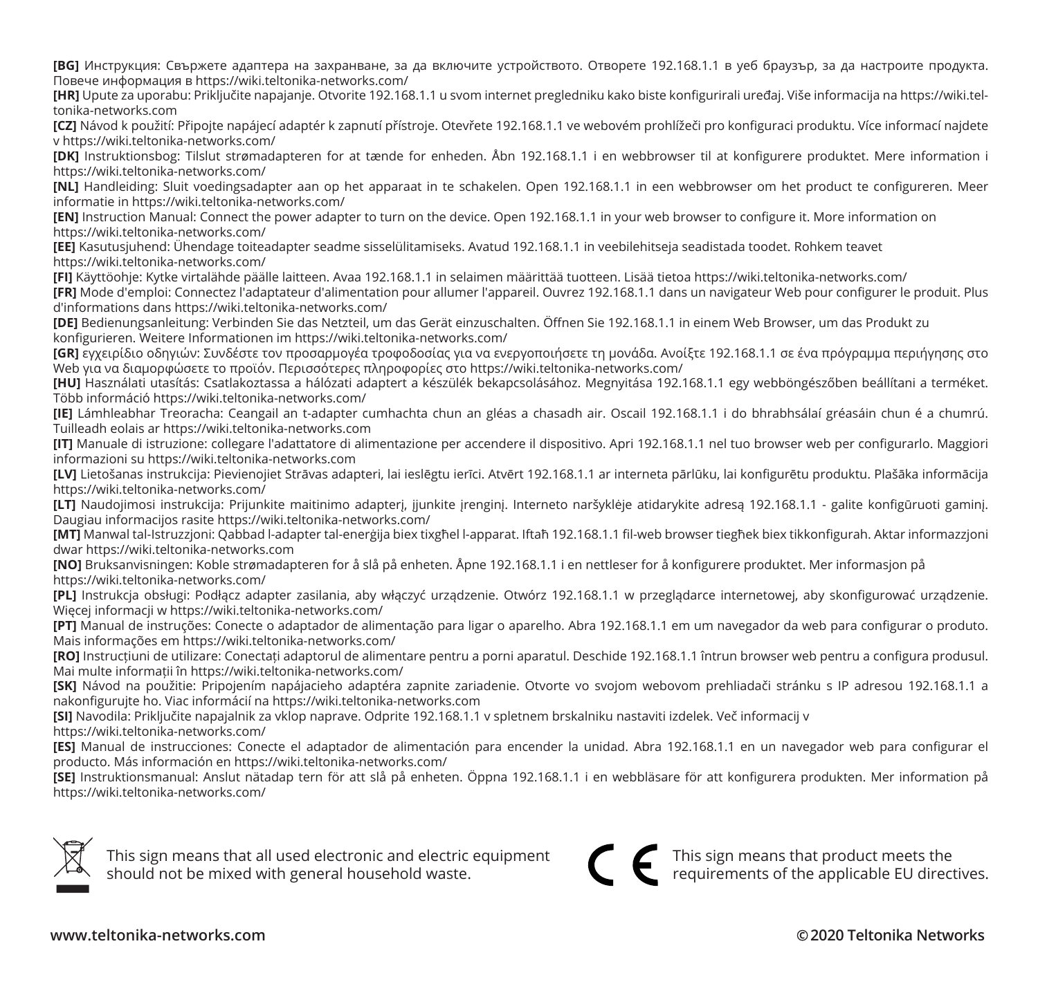**[BG]** Инструкция: Свържете адаптера на захранване, за да включите устройството. Отворете 192.168.1.1 в уеб браузър, за да настроите продукта. Повече информация в https://wiki.teltonika-networks.com/

**[HR]** Upute za uporabu: Priključite napajanje. Otvorite 192.168.1.1 u svom internet pregledniku kako biste konfigurirali uređaj. Više informacija na https://wiki.teltonika-networks.com

**[CZ]** Návod k použití: Připojte napájecí adaptér k zapnutí přístroje. Otevřete 192.168.1.1 ve webovém prohlížeči pro konfiguraci produktu. Více informací najdete v https://wiki.teltonika-networks.com/

**[DK]** Instruktionsbog: Tilslut strømadapteren for at tænde for enheden. Åbn 192.168.1.1 i en webbrowser til at konfigurere produktet. Mere information i https://wiki.teltonika-networks.com/

**[NL]** Handleiding: Sluit voedingsadapter aan op het apparaat in te schakelen. Open 192.168.1.1 in een webbrowser om het product te configureren. Meer informatie in https://wiki.teltonika-networks.com/

**[EN]** Instruction Manual: Connect the power adapter to turn on the device. Open 192.168.1.1 in your web browser to configure it. More information on https://wiki.teltonika-networks.com/

**[EE]** Kasutusjuhend: Ühendage toiteadapter seadme sisselülitamiseks. Avatud 192.168.1.1 in veebilehitseja seadistada toodet. Rohkem teavet https://wiki.teltonika-networks.com/

**[FI]** Käyttöohje: Kytke virtalähde päälle laitteen. Avaa 192.168.1.1 in selaimen määrittää tuotteen. Lisää tietoa https://wiki.teltonika-networks.com/

**[FR]** Mode d'emploi: Connectez l'adaptateur d'alimentation pour allumer l'appareil. Ouvrez 192.168.1.1 dans un navigateur Web pour configurer le produit. Plus d'informations dans https://wiki.teltonika-networks.com/

**[DE]** Bedienungsanleitung: Verbinden Sie das Netzteil, um das Gerät einzuschalten. Öffnen Sie 192.168.1.1 in einem Web Browser, um das Produkt zu konfigurieren. Weitere Informationen im https://wiki.teltonika-networks.com/

**[GR]** εγχειρίδιο οδηγιών: Συνδέστε τον προσαρμογέα τροφοδοσίας για να ενεργοποιήσετε τη μονάδα. Ανοίξτε 192.168.1.1 σε ένα πρόγραμμα περιήγησης στο Web για να διαμορφώσετε το προϊόν. Περισσότερες πληροφορίες στο https://wiki.teltonika-networks.com/

**[HU]** Használati utasítás: Csatlakoztassa a hálózati adaptert a készülék bekapcsolásához. Megnyitása 192.168.1.1 egy webböngészőben beállítani a terméket. Több információ https://wiki.teltonika-networks.com/

**[IE]** Lámhleabhar Treoracha: Ceangail an t-adapter cumhachta chun an gléas a chasadh air. Oscail 192.168.1.1 i do bhrabhsálaí gréasáin chun é a chumrú. Tuilleadh eolais ar https://wiki.teltonika-networks.com

**[IT]** Manuale di istruzione: collegare l'adattatore di alimentazione per accendere il dispositivo. Apri 192.168.1.1 nel tuo browser web per configurarlo. Maggiori informazioni su https://wiki.teltonika-networks.com

**[LV]** Lietošanas instrukcija: Pievienojiet Strāvas adapteri, lai ieslēgtu ierīci. Atvērt 192.168.1.1 ar interneta pārlūku, lai konfigurētu produktu. Plašāka informācija https://wiki.teltonika-networks.com/

**[LT]** Naudojimosi instrukcija: Prijunkite maitinimo adapterį, įjunkite įrenginį. Interneto naršyklėje atidarykite adresą 192.168.1.1 - galite konfigūruoti gaminį. Daugiau informacijos rasite https://wiki.teltonika-networks.com/

**[MT]** Manwal tal-Istruzzjoni: Qabbad l-adapter tal-enerġija biex tixgħel l-apparat. Iftaħ 192.168.1.1 fil-web browser tiegħek biex tikkonfigurah. Aktar informazzjoni dwar https://wiki.teltonika-networks.com

**[NO]** Bruksanvisningen: Koble strømadapteren for å slå på enheten. Åpne 192.168.1.1 i en nettleser for å konfigurere produktet. Mer informasjon på https://wiki.teltonika-networks.com/

**[PL]** Instrukcja obsługi: Podłącz adapter zasilania, aby włączyć urządzenie. Otwórz 192.168.1.1 w przeglądarce internetowej, aby skonfigurować urządzenie. Więcej informacji w https://wiki.teltonika-networks.com/

**[PT]** Manual de instruções: Conecte o adaptador de alimentação para ligar o aparelho. Abra 192.168.1.1 em um navegador da web para configurar o produto. Mais informações em https://wiki.teltonika-networks.com/

**[RO]** Instrucțiuni de utilizare: Conectați adaptorul de alimentare pentru a porni aparatul. Deschide 192.168.1.1 întrun browser web pentru a configura produsul. Mai multe informații în https://wiki.teltonika-networks.com/

**[SK]** Návod na použitie: Pripojením napájacieho adaptéra zapnite zariadenie. Otvorte vo svojom webovom prehliadači stránku s IP adresou 192.168.1.1 a nakonfigurujte ho. Viac informácií na https://wiki.teltonika-networks.com

**[SI]** Navodila: Priključite napajalnik za vklop naprave. Odprite 192.168.1.1 v spletnem brskalniku nastaviti izdelek. Več informacij v https://wiki.teltonika-networks.com/

**[ES]** Manual de instrucciones: Conecte el adaptador de alimentación para encender la unidad. Abra 192.168.1.1 en un navegador web para configurar el producto. Más información en https://wiki.teltonika-networks.com/

**[SE]** Instruktionsmanual: Anslut nätadap tern för att slå på enheten. Öppna 192.168.1.1 i en webbläsare för att konfigurera produkten. Mer information på https://wiki.teltonika-networks.com/

This sign means that all used electronic and electric equipment should not be mixed with general household waste.

This sign means that product meets the requirements of the applicable EU directives.

**www.teltonika-networks.com**

**© 2020 Teltonika Networks**